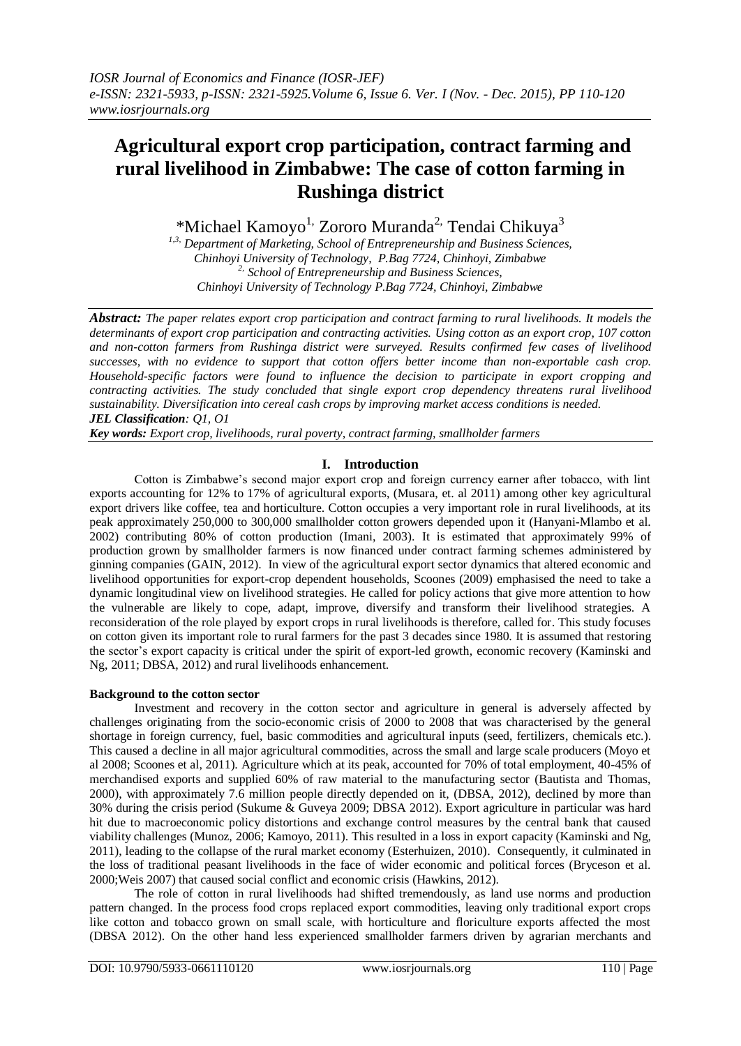# Agricultural export crop participation, contract farming and rural livelihood in Zimbabwe: The case of cotton farming in Rushinga district

*Michael Kamoyo[1,] Zororo Muranda[2,] Tendai Chikuya[3]

[1,3,] Department of Marketing, School of Entrepreneurship and Business Sciences, Chinhoyi University of Technology, P.Bag 7724, Chinhoyi, Zimbabwe

[2,] School of Entrepreneurship and Business Sciences, Chinhoyi University of Technology P.Bag 7724, Chinhoyi, Zimbabwe

***Abstract:*** *The paper relates export crop participation and contract farming to rural livelihoods. It models the determinants of export crop participation and contracting activities. Using cotton as an export crop, 107 cotton and non-cotton farmers from Rushinga district were surveyed. Results confirmed few cases of livelihood successes, with no evidence to support that cotton offers better income than non-exportable cash crop. Household-specific factors were found to influence the decision to participate in export cropping and contracting activities. The study concluded that single export crop dependency threatens rural livelihood sustainability. Diversification into cereal cash crops by improving market access conditions is needed.*

***JEL Classification**: Q1, O1*

***Key words:** Export crop, livelihoods, rural poverty, contract farming, smallholder farmers*

## I. Introduction

Cotton is Zimbabwe's second major export crop and foreign currency earner after tobacco, with lint exports accounting for 12% to 17% of agricultural exports, (Musara, et. al 2011) among other key agricultural export drivers like coffee, tea and horticulture. Cotton occupies a very important role in rural livelihoods, at its peak approximately 250,000 to 300,000 smallholder cotton growers depended upon it (Hanyani-Mlambo et al. 2002) contributing 80% of cotton production (Imani, 2003). It is estimated that approximately 99% of production grown by smallholder farmers is now financed under contract farming schemes administered by ginning companies (GAIN, 2012). In view of the agricultural export sector dynamics that altered economic and livelihood opportunities for export-crop dependent households, Scoones (2009) emphasised the need to take a dynamic longitudinal view on livelihood strategies. He called for policy actions that give more attention to how the vulnerable are likely to cope, adapt, improve, diversify and transform their livelihood strategies. A reconsideration of the role played by export crops in rural livelihoods is therefore, called for. This study focuses on cotton given its important role to rural farmers for the past 3 decades since 1980. It is assumed that restoring the sector's export capacity is critical under the spirit of export-led growth, economic recovery (Kaminski and Ng, 2011; DBSA, 2012) and rural livelihoods enhancement.

**Background to the cotton sector**

Investment and recovery in the cotton sector and agriculture in general is adversely affected by challenges originating from the socio-economic crisis of 2000 to 2008 that was characterised by the general shortage in foreign currency, fuel, basic commodities and agricultural inputs (seed, fertilizers, chemicals etc.). This caused a decline in all major agricultural commodities, across the small and large scale producers (Moyo et al 2008; Scoones et al, 2011). Agriculture which at its peak, accounted for 70% of total employment, 40-45% of merchandised exports and supplied 60% of raw material to the manufacturing sector (Bautista and Thomas, 2000), with approximately 7.6 million people directly depended on it, (DBSA, 2012), declined by more than 30% during the crisis period (Sukume & Guveya 2009; DBSA 2012). Export agriculture in particular was hard hit due to macroeconomic policy distortions and exchange control measures by the central bank that caused viability challenges (Munoz, 2006; Kamoyo, 2011). This resulted in a loss in export capacity (Kaminski and Ng, 2011), leading to the collapse of the rural market economy (Esterhuizen, 2010). Consequently, it culminated in the loss of traditional peasant livelihoods in the face of wider economic and political forces (Bryceson et al. 2000;Weis 2007) that caused social conflict and economic crisis (Hawkins, 2012).

The role of cotton in rural livelihoods had shifted tremendously, as land use norms and production pattern changed. In the process food crops replaced export commodities, leaving only traditional export crops like cotton and tobacco grown on small scale, with horticulture and floriculture exports affected the most (DBSA 2012). On the other hand less experienced smallholder farmers driven by agrarian merchants and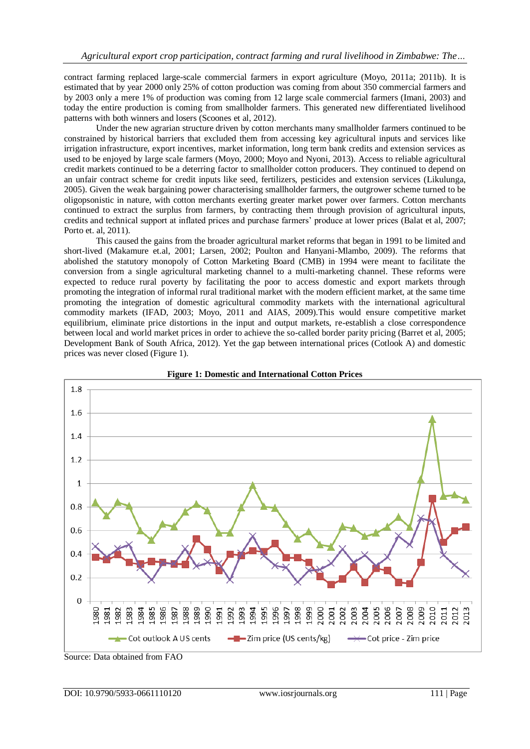contract farming replaced large-scale commercial farmers in export agriculture (Moyo, 2011a; 2011b). It is estimated that by year 2000 only 25% of cotton production was coming from about 350 commercial farmers and by 2003 only a mere 1% of production was coming from 12 large scale commercial farmers (Imani, 2003) and today the entire production is coming from smallholder farmers. This generated new differentiated livelihood patterns with both winners and losers (Scoones et al, 2012).

Under the new agrarian structure driven by cotton merchants many smallholder farmers continued to be constrained by historical barriers that excluded them from accessing key agricultural inputs and services like irrigation infrastructure, export incentives, market information, long term bank credits and extension services as used to be enjoyed by large scale farmers (Moyo, 2000; Moyo and Nyoni, 2013). Access to reliable agricultural credit markets continued to be a deterring factor to smallholder cotton producers. They continued to depend on an unfair contract scheme for credit inputs like seed, fertilizers, pesticides and extension services (Likulunga, 2005). Given the weak bargaining power characterising smallholder farmers, the outgrower scheme turned to be oligopsonistic in nature, with cotton merchants exerting greater market power over farmers. Cotton merchants continued to extract the surplus from farmers, by contracting them through provision of agricultural inputs, credits and technical support at inflated prices and purchase farmers' produce at lower prices (Balat et al, 2007; Porto et. al, 2011).

This caused the gains from the broader agricultural market reforms that began in 1991 to be limited and short-lived (Makamure et.al, 2001; Larsen, 2002; Poulton and Hanyani-Mlambo, 2009). The reforms that abolished the statutory monopoly of Cotton Marketing Board (CMB) in 1994 were meant to facilitate the conversion from a single agricultural marketing channel to a multi-marketing channel. These reforms were expected to reduce rural poverty by facilitating the poor to access domestic and export markets through promoting the integration of informal rural traditional market with the modern efficient market, at the same time promoting the integration of domestic agricultural commodity markets with the international agricultural commodity markets (IFAD, 2003; Moyo, 2011 and AIAS, 2009).This would ensure competitive market equilibrium, eliminate price distortions in the input and output markets, re-establish a close correspondence between local and world market prices in order to achieve the so-called border parity pricing (Barret et al, 2005; Development Bank of South Africa, 2012). Yet the gap between international prices (Cotlook A) and domestic prices was never closed (Figure 1).

**Figure 1: Domestic and International Cotton Prices**

Source: Data obtained from FAO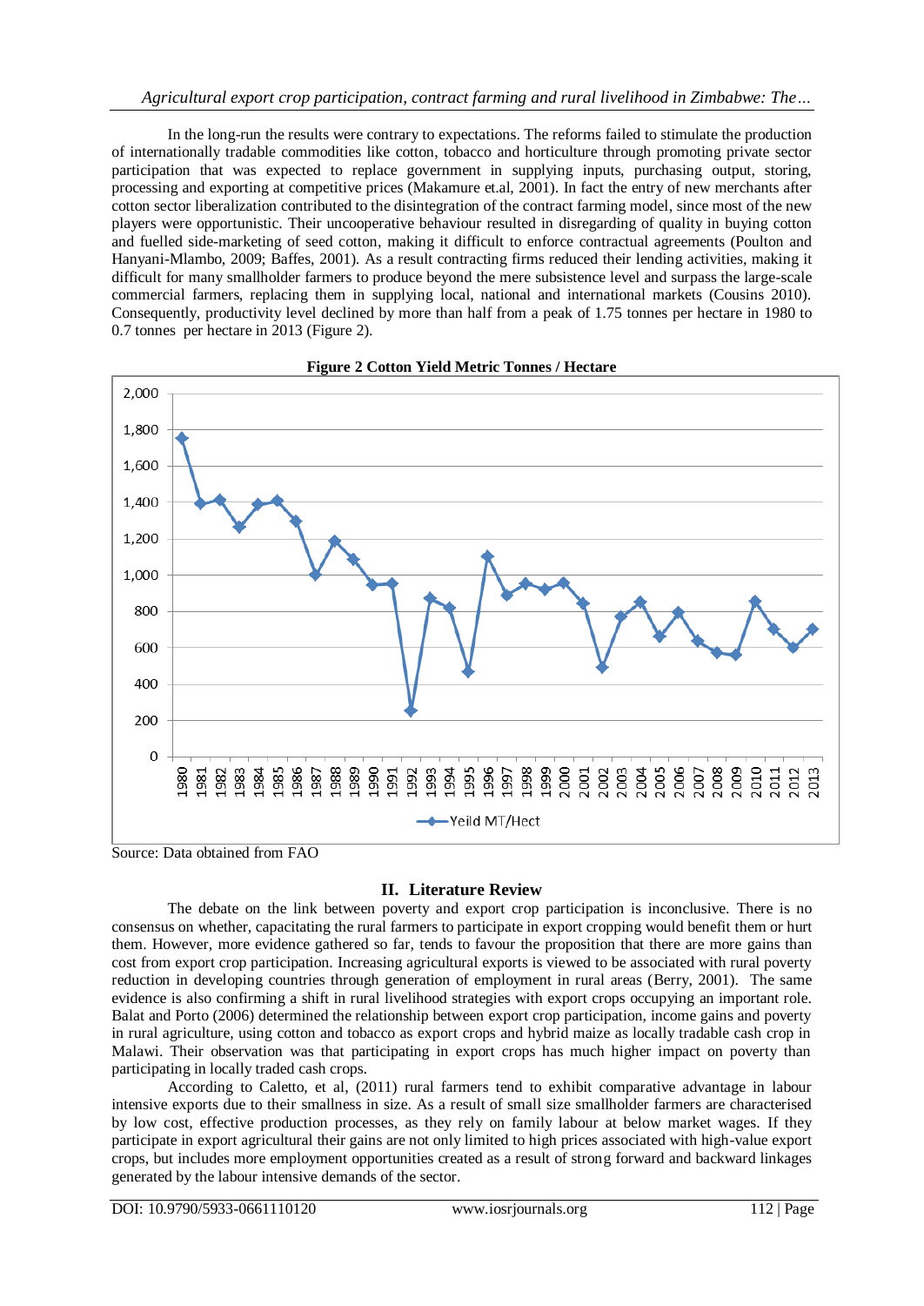In the long-run the results were contrary to expectations. The reforms failed to stimulate the production of internationally tradable commodities like cotton, tobacco and horticulture through promoting private sector participation that was expected to replace government in supplying inputs, purchasing output, storing, processing and exporting at competitive prices (Makamure et.al, 2001). In fact the entry of new merchants after cotton sector liberalization contributed to the disintegration of the contract farming model, since most of the new players were opportunistic. Their uncooperative behaviour resulted in disregarding of quality in buying cotton and fuelled side-marketing of seed cotton, making it difficult to enforce contractual agreements (Poulton and Hanyani-Mlambo, 2009; Baffes, 2001). As a result contracting firms reduced their lending activities, making it difficult for many smallholder farmers to produce beyond the mere subsistence level and surpass the large-scale commercial farmers, replacing them in supplying local, national and international markets (Cousins 2010). Consequently, productivity level declined by more than half from a peak of 1.75 tonnes per hectare in 1980 to 0.7 tonnes per hectare in 2013 (Figure 2).

**Figure 2 Cotton Yield Metric Tonnes / Hectare**

Source: Data obtained from FAO

## II. Literature Review

The debate on the link between poverty and export crop participation is inconclusive. There is no consensus on whether, capacitating the rural farmers to participate in export cropping would benefit them or hurt them. However, more evidence gathered so far, tends to favour the proposition that there are more gains than cost from export crop participation. Increasing agricultural exports is viewed to be associated with rural poverty reduction in developing countries through generation of employment in rural areas (Berry, 2001). The same evidence is also confirming a shift in rural livelihood strategies with export crops occupying an important role. Balat and Porto (2006) determined the relationship between export crop participation, income gains and poverty in rural agriculture, using cotton and tobacco as export crops and hybrid maize as locally tradable cash crop in Malawi. Their observation was that participating in export crops has much higher impact on poverty than participating in locally traded cash crops.

According to Caletto, et al, (2011) rural farmers tend to exhibit comparative advantage in labour intensive exports due to their smallness in size. As a result of small size smallholder farmers are characterised by low cost, effective production processes, as they rely on family labour at below market wages. If they participate in export agricultural their gains are not only limited to high prices associated with high-value export crops, but includes more employment opportunities created as a result of strong forward and backward linkages generated by the labour intensive demands of the sector.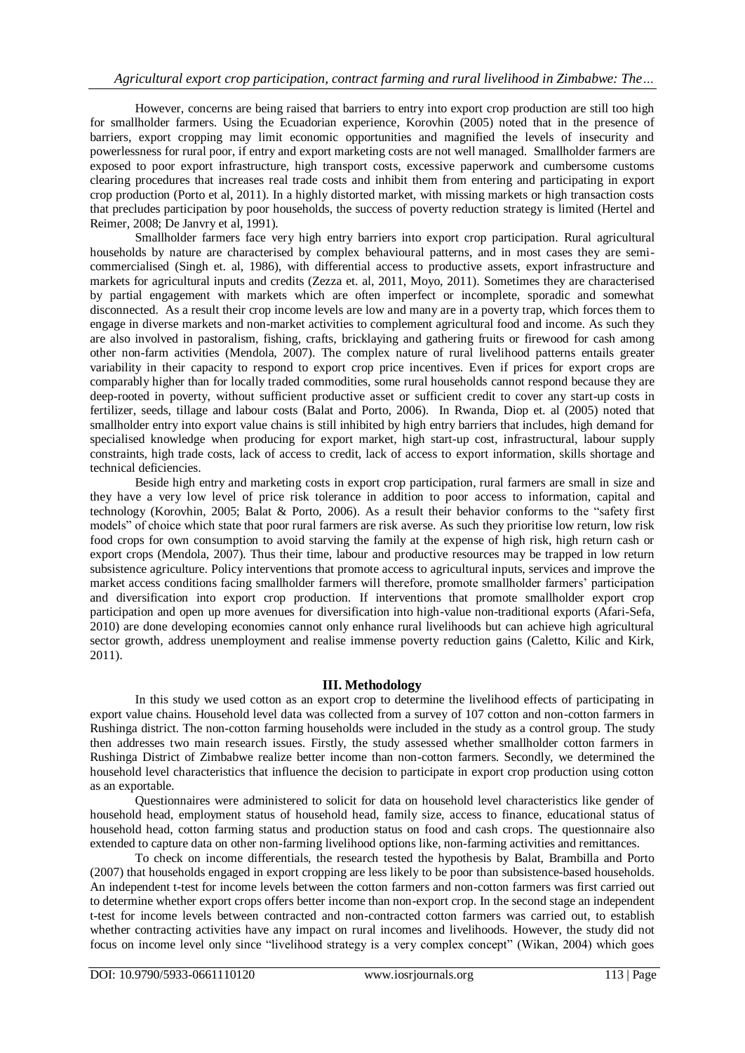However, concerns are being raised that barriers to entry into export crop production are still too high for smallholder farmers. Using the Ecuadorian experience, Korovhin (2005) noted that in the presence of barriers, export cropping may limit economic opportunities and magnified the levels of insecurity and powerlessness for rural poor, if entry and export marketing costs are not well managed. Smallholder farmers are exposed to poor export infrastructure, high transport costs, excessive paperwork and cumbersome customs clearing procedures that increases real trade costs and inhibit them from entering and participating in export crop production (Porto et al, 2011). In a highly distorted market, with missing markets or high transaction costs that precludes participation by poor households, the success of poverty reduction strategy is limited (Hertel and Reimer, 2008; De Janvry et al, 1991).

Smallholder farmers face very high entry barriers into export crop participation. Rural agricultural households by nature are characterised by complex behavioural patterns, and in most cases they are semi-commercialised (Singh et. al, 1986), with differential access to productive assets, export infrastructure and markets for agricultural inputs and credits (Zezza et. al, 2011, Moyo, 2011). Sometimes they are characterised by partial engagement with markets which are often imperfect or incomplete, sporadic and somewhat disconnected. As a result their crop income levels are low and many are in a poverty trap, which forces them to engage in diverse markets and non-market activities to complement agricultural food and income. As such they are also involved in pastoralism, fishing, crafts, bricklaying and gathering fruits or firewood for cash among other non-farm activities (Mendola, 2007). The complex nature of rural livelihood patterns entails greater variability in their capacity to respond to export crop price incentives. Even if prices for export crops are comparably higher than for locally traded commodities, some rural households cannot respond because they are deep-rooted in poverty, without sufficient productive asset or sufficient credit to cover any start-up costs in fertilizer, seeds, tillage and labour costs (Balat and Porto, 2006). In Rwanda, Diop et. al (2005) noted that smallholder entry into export value chains is still inhibited by high entry barriers that includes, high demand for specialised knowledge when producing for export market, high start-up cost, infrastructural, labour supply constraints, high trade costs, lack of access to credit, lack of access to export information, skills shortage and technical deficiencies.

Beside high entry and marketing costs in export crop participation, rural farmers are small in size and they have a very low level of price risk tolerance in addition to poor access to information, capital and technology (Korovhin, 2005; Balat & Porto, 2006). As a result their behavior conforms to the "safety first models" of choice which state that poor rural farmers are risk averse. As such they prioritise low return, low risk food crops for own consumption to avoid starving the family at the expense of high risk, high return cash or export crops (Mendola, 2007). Thus their time, labour and productive resources may be trapped in low return subsistence agriculture. Policy interventions that promote access to agricultural inputs, services and improve the market access conditions facing smallholder farmers will therefore, promote smallholder farmers' participation and diversification into export crop production. If interventions that promote smallholder export crop participation and open up more avenues for diversification into high-value non-traditional exports (Afari-Sefa, 2010) are done developing economies cannot only enhance rural livelihoods but can achieve high agricultural sector growth, address unemployment and realise immense poverty reduction gains (Caletto, Kilic and Kirk, 2011).

## III. Methodology

In this study we used cotton as an export crop to determine the livelihood effects of participating in export value chains. Household level data was collected from a survey of 107 cotton and non-cotton farmers in Rushinga district. The non-cotton farming households were included in the study as a control group. The study then addresses two main research issues. Firstly, the study assessed whether smallholder cotton farmers in Rushinga District of Zimbabwe realize better income than non-cotton farmers. Secondly, we determined the household level characteristics that influence the decision to participate in export crop production using cotton as an exportable.

Questionnaires were administered to solicit for data on household level characteristics like gender of household head, employment status of household head, family size, access to finance, educational status of household head, cotton farming status and production status on food and cash crops. The questionnaire also extended to capture data on other non-farming livelihood options like, non-farming activities and remittances.

To check on income differentials, the research tested the hypothesis by Balat, Brambilla and Porto (2007) that households engaged in export cropping are less likely to be poor than subsistence-based households. An independent t-test for income levels between the cotton farmers and non-cotton farmers was first carried out to determine whether export crops offers better income than non-export crop. In the second stage an independent t-test for income levels between contracted and non-contracted cotton farmers was carried out, to establish whether contracting activities have any impact on rural incomes and livelihoods. However, the study did not focus on income level only since "livelihood strategy is a very complex concept" (Wikan, 2004) which goes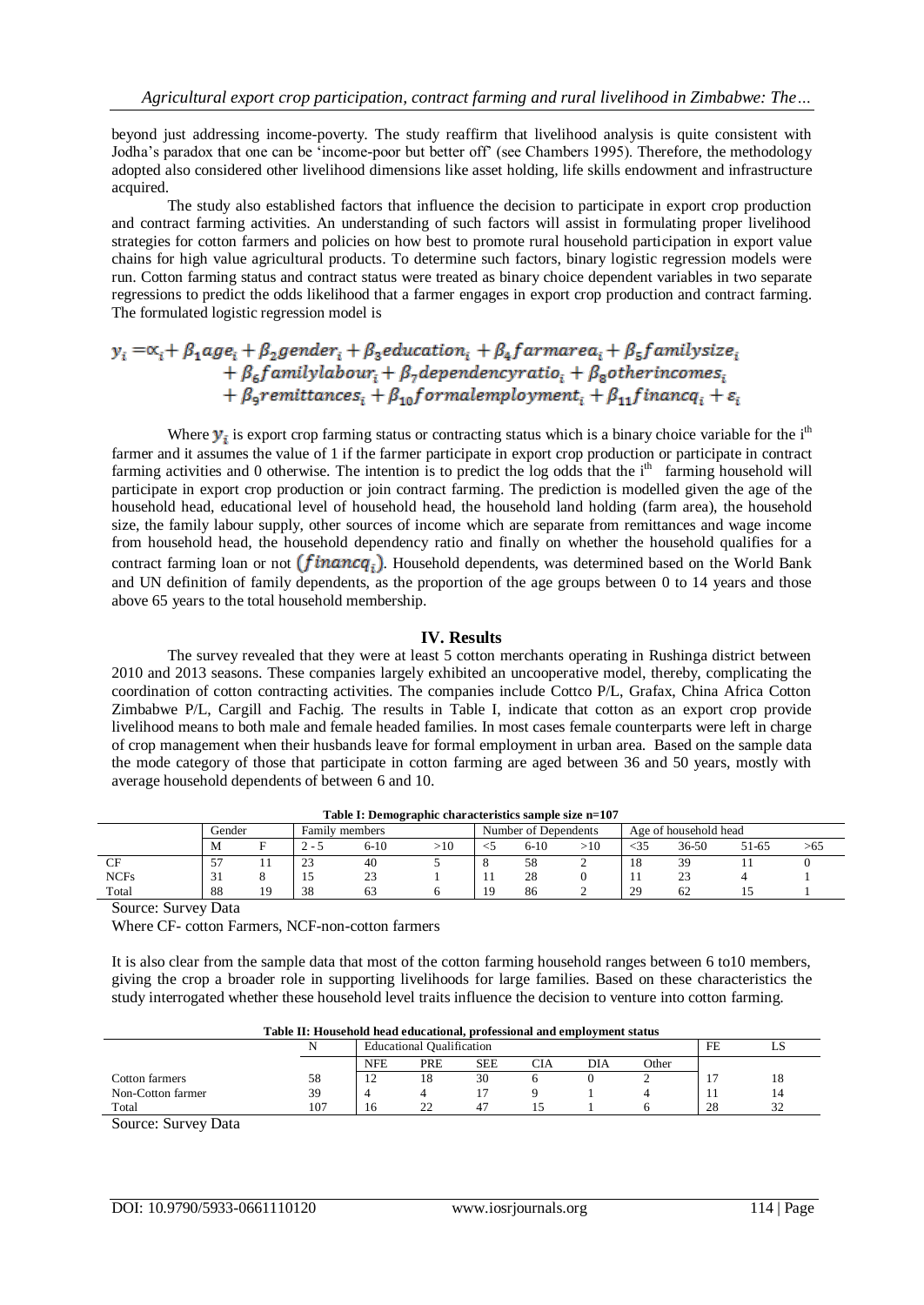beyond just addressing income-poverty. The study reaffirm that livelihood analysis is quite consistent with Jodha's paradox that one can be 'income-poor but better off' (see Chambers 1995). Therefore, the methodology adopted also considered other livelihood dimensions like asset holding, life skills endowment and infrastructure acquired.

The study also established factors that influence the decision to participate in export crop production and contract farming activities. An understanding of such factors will assist in formulating proper livelihood strategies for cotton farmers and policies on how best to promote rural household participation in export value chains for high value agricultural products. To determine such factors, binary logistic regression models were run. Cotton farming status and contract status were treated as binary choice dependent variables in two separate regressions to predict the odds likelihood that a farmer engages in export crop production and contract farming. The formulated logistic regression model is

$$y_i = \alpha_i + \beta_1 age_i + \beta_2 gender_i + \beta_3 education_i + \beta_4 farmarea_i + \beta_5 familysize_i + \beta_6 familylabour_i + \beta_7 dependencyratio_i + \beta_8 otherincomes_i + \beta_9 remittances_i + \beta_{10} formalemployment_i + \beta_{11} financq_i + \varepsilon_i$$

Where $y_i$ is export crop farming status or contracting status which is a binary choice variable for the i[th] farmer and it assumes the value of 1 if the farmer participate in export crop production or participate in contract farming activities and 0 otherwise. The intention is to predict the log odds that the i[th] farming household will participate in export crop production or join contract farming. The prediction is modelled given the age of the household head, educational level of household head, the household land holding (farm area), the household size, the family labour supply, other sources of income which are separate from remittances and wage income from household head, the household dependency ratio and finally on whether the household qualifies for a contract farming loan or not $(financq_i)$. Household dependents, was determined based on the World Bank and UN definition of family dependents, as the proportion of the age groups between 0 to 14 years and those above 65 years to the total household membership.

## IV. Results

The survey revealed that they were at least 5 cotton merchants operating in Rushinga district between 2010 and 2013 seasons. These companies largely exhibited an uncooperative model, thereby, complicating the coordination of cotton contracting activities. The companies include Cottco P/L, Grafax, China Africa Cotton Zimbabwe P/L, Cargill and Fachig. The results in Table I, indicate that cotton as an export crop provide livelihood means to both male and female headed families. In most cases female counterparts were left in charge of crop management when their husbands leave for formal employment in urban area. Based on the sample data the mode category of those that participate in cotton farming are aged between 36 and 50 years, mostly with average household dependents of between 6 and 10.

**Table I: Demographic characteristics sample size n=107**

| | Gender | | Family members | | | Number of Dependents | | | Age of household head | | | |
|---|---|---|---|---|---|---|---|---|---|---|---|---|
| | M | F | 2 - 5 | 6-10 | >10 | <5 | 6-10 | >10 | <35 | 36-50 | 51-65 | >65 |
| CF | 57 | 11 | 23 | 40 | 5 | 8 | 58 | 2 | 18 | 39 | 11 | 0 |
| NCFs | 31 | 8 | 15 | 23 | 1 | 11 | 28 | 0 | 11 | 23 | 4 | 1 |
| Total | 88 | 19 | 38 | 63 | 6 | 19 | 86 | 2 | 29 | 62 | 15 | 1 |

Source: Survey Data

Where CF- cotton Farmers, NCF-non-cotton farmers

It is also clear from the sample data that most of the cotton farming household ranges between 6 to10 members, giving the crop a broader role in supporting livelihoods for large families. Based on these characteristics the study interrogated whether these household level traits influence the decision to venture into cotton farming.

**Table II: Household head educational, professional and employment status**

| | N | Educational Qualification | | | | | | FE | LS |
|---|---|---|---|---|---|---|---|---|---|
| | | NFE | PRE | SEE | CIA | DIA | Other | | |
| Cotton farmers | 58 | 12 | 18 | 30 | 6 | 0 | 2 | 17 | 18 |
| Non-Cotton farmer | 39 | 4 | 4 | 17 | 9 | 1 | 4 | 11 | 14 |
| Total | 107 | 16 | 22 | 47 | 15 | 1 | 6 | 28 | 32 |

Source: Survey Data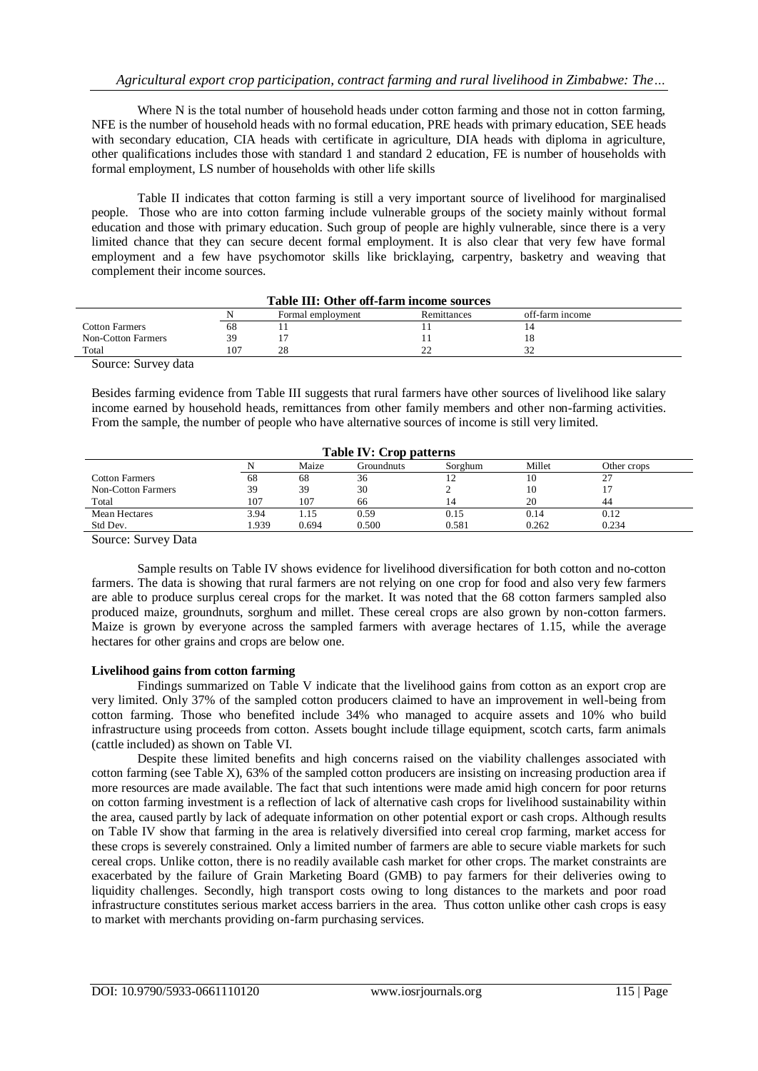Where N is the total number of household heads under cotton farming and those not in cotton farming, NFE is the number of household heads with no formal education, PRE heads with primary education, SEE heads with secondary education, CIA heads with certificate in agriculture, DIA heads with diploma in agriculture, other qualifications includes those with standard 1 and standard 2 education, FE is number of households with formal employment, LS number of households with other life skills

Table II indicates that cotton farming is still a very important source of livelihood for marginalised people. Those who are into cotton farming include vulnerable groups of the society mainly without formal education and those with primary education. Such group of people are highly vulnerable, since there is a very limited chance that they can secure decent formal employment. It is also clear that very few have formal employment and a few have psychomotor skills like bricklaying, carpentry, basketry and weaving that complement their income sources.

**Table III: Other off-farm income sources**

| | N | Formal employment | Remittances | off-farm income |
|---|---|---|---|---|
| Cotton Farmers | 68 | 11 | 11 | 14 |
| Non-Cotton Farmers | 39 | 17 | 11 | 18 |
| Total | 107 | 28 | 22 | 32 |

Source: Survey data

Besides farming evidence from Table III suggests that rural farmers have other sources of livelihood like salary income earned by household heads, remittances from other family members and other non-farming activities. From the sample, the number of people who have alternative sources of income is still very limited.

**Table IV: Crop patterns**

| | N | Maize | Groundnuts | Sorghum | Millet | Other crops |
|---|---|---|---|---|---|---|
| Cotton Farmers | 68 | 68 | 36 | 12 | 10 | 27 |
| Non-Cotton Farmers | 39 | 39 | 30 | 2 | 10 | 17 |
| Total | 107 | 107 | 66 | 14 | 20 | 44 |
| Mean Hectares | 3.94 | 1.15 | 0.59 | 0.15 | 0.14 | 0.12 |
| Std Dev. | 1.939 | 0.694 | 0.500 | 0.581 | 0.262 | 0.234 |

Source: Survey Data

Sample results on Table IV shows evidence for livelihood diversification for both cotton and no-cotton farmers. The data is showing that rural farmers are not relying on one crop for food and also very few farmers are able to produce surplus cereal crops for the market. It was noted that the 68 cotton farmers sampled also produced maize, groundnuts, sorghum and millet. These cereal crops are also grown by non-cotton farmers. Maize is grown by everyone across the sampled farmers with average hectares of 1.15, while the average hectares for other grains and crops are below one.

**Livelihood gains from cotton farming**

Findings summarized on Table V indicate that the livelihood gains from cotton as an export crop are very limited. Only 37% of the sampled cotton producers claimed to have an improvement in well-being from cotton farming. Those who benefited include 34% who managed to acquire assets and 10% who build infrastructure using proceeds from cotton. Assets bought include tillage equipment, scotch carts, farm animals (cattle included) as shown on Table VI.

Despite these limited benefits and high concerns raised on the viability challenges associated with cotton farming (see Table X), 63% of the sampled cotton producers are insisting on increasing production area if more resources are made available. The fact that such intentions were made amid high concern for poor returns on cotton farming investment is a reflection of lack of alternative cash crops for livelihood sustainability within the area, caused partly by lack of adequate information on other potential export or cash crops. Although results on Table IV show that farming in the area is relatively diversified into cereal crop farming, market access for these crops is severely constrained. Only a limited number of farmers are able to secure viable markets for such cereal crops. Unlike cotton, there is no readily available cash market for other crops. The market constraints are exacerbated by the failure of Grain Marketing Board (GMB) to pay farmers for their deliveries owing to liquidity challenges. Secondly, high transport costs owing to long distances to the markets and poor road infrastructure constitutes serious market access barriers in the area. Thus cotton unlike other cash crops is easy to market with merchants providing on-farm purchasing services.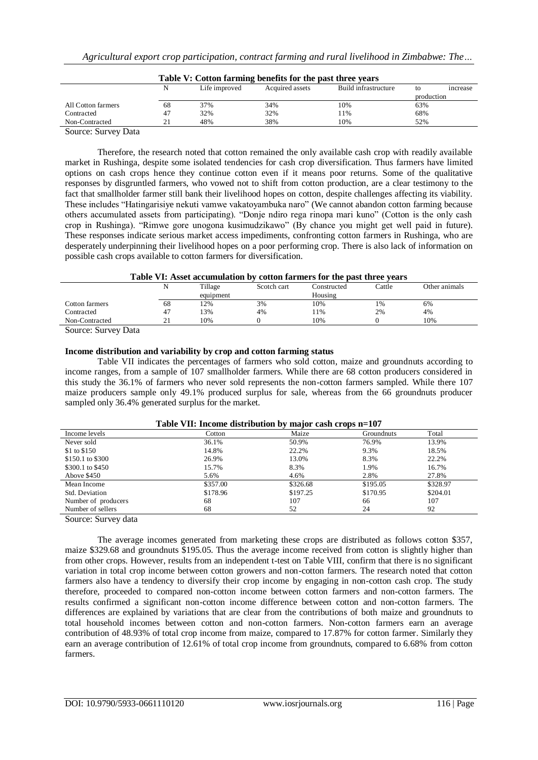**Table V: Cotton farming benefits for the past three years**

| | N | Life improved | Acquired assets | Build infrastructure | to increase production |
|---|---|---|---|---|---|
| All Cotton farmers | 68 | 37% | 34% | 10% | 63% |
| Contracted | 47 | 32% | 32% | 11% | 68% |
| Non-Contracted | 21 | 48% | 38% | 10% | 52% |

Source: Survey Data

Therefore, the research noted that cotton remained the only available cash crop with readily available market in Rushinga, despite some isolated tendencies for cash crop diversification. Thus farmers have limited options on cash crops hence they continue cotton even if it means poor returns. Some of the qualitative responses by disgruntled farmers, who vowed not to shift from cotton production, are a clear testimony to the fact that smallholder farmer still bank their livelihood hopes on cotton, despite challenges affecting its viability. These includes "Hatingarisiye nekuti vamwe vakatoyambuka naro" (We cannot abandon cotton farming because others accumulated assets from participating). "Donje ndiro rega rinopa mari kuno" (Cotton is the only cash crop in Rushinga). "Rimwe gore unogona kusimudzikawo" (By chance you might get well paid in future). These responses indicate serious market access impediments, confronting cotton farmers in Rushinga, who are desperately underpinning their livelihood hopes on a poor performing crop. There is also lack of information on possible cash crops available to cotton farmers for diversification.

**Table VI: Asset accumulation by cotton farmers for the past three years**

| | N | Tillage equipment | Scotch cart | Constructed Housing | Cattle | Other animals |
|---|---|---|---|---|---|---|
| Cotton farmers | 68 | 12% | 3% | 10% | 1% | 6% |
| Contracted | 47 | 13% | 4% | 11% | 2% | 4% |
| Non-Contracted | 21 | 10% | 0 | 10% | 0 | 10% |

Source: Survey Data

**Income distribution and variability by crop and cotton farming status**

Table VII indicates the percentages of farmers who sold cotton, maize and groundnuts according to income ranges, from a sample of 107 smallholder farmers. While there are 68 cotton producers considered in this study the 36.1% of farmers who never sold represents the non-cotton farmers sampled. While there 107 maize producers sample only 49.1% produced surplus for sale, whereas from the 66 groundnuts producer sampled only 36.4% generated surplus for the market.

**Table VII: Income distribution by major cash crops n=107**

| Income levels | Cotton | Maize | Groundnuts | Total |
|---|---|---|---|---|
| Never sold | 36.1% | 50.9% | 76.9% | 13.9% |
| $1 to $150 | 14.8% | 22.2% | 9.3% | 18.5% |
| $150.1 to $300 | 26.9% | 13.0% | 8.3% | 22.2% |
| $300.1 to $450 | 15.7% | 8.3% | 1.9% | 16.7% |
| Above $450 | 5.6% | 4.6% | 2.8% | 27.8% |
| Mean Income | $357.00 | $326.68 | $195.05 | $328.97 |
| Std. Deviation | $178.96 | $197.25 | $170.95 | $204.01 |
| Number of producers | 68 | 107 | 66 | 107 |
| Number of sellers | 68 | 52 | 24 | 92 |

Source: Survey data

The average incomes generated from marketing these crops are distributed as follows cotton $357, maize $329.68 and groundnuts $195.05. Thus the average income received from cotton is slightly higher than from other crops. However, results from an independent t-test on Table VIII, confirm that there is no significant variation in total crop income between cotton growers and non-cotton farmers. The research noted that cotton farmers also have a tendency to diversify their crop income by engaging in non-cotton cash crop. The study therefore, proceeded to compared non-cotton income between cotton farmers and non-cotton farmers. The results confirmed a significant non-cotton income difference between cotton and non-cotton farmers. The differences are explained by variations that are clear from the contributions of both maize and groundnuts to total household incomes between cotton and non-cotton farmers. Non-cotton farmers earn an average contribution of 48.93% of total crop income from maize, compared to 17.87% for cotton farmer. Similarly they earn an average contribution of 12.61% of total crop income from groundnuts, compared to 6.68% from cotton farmers.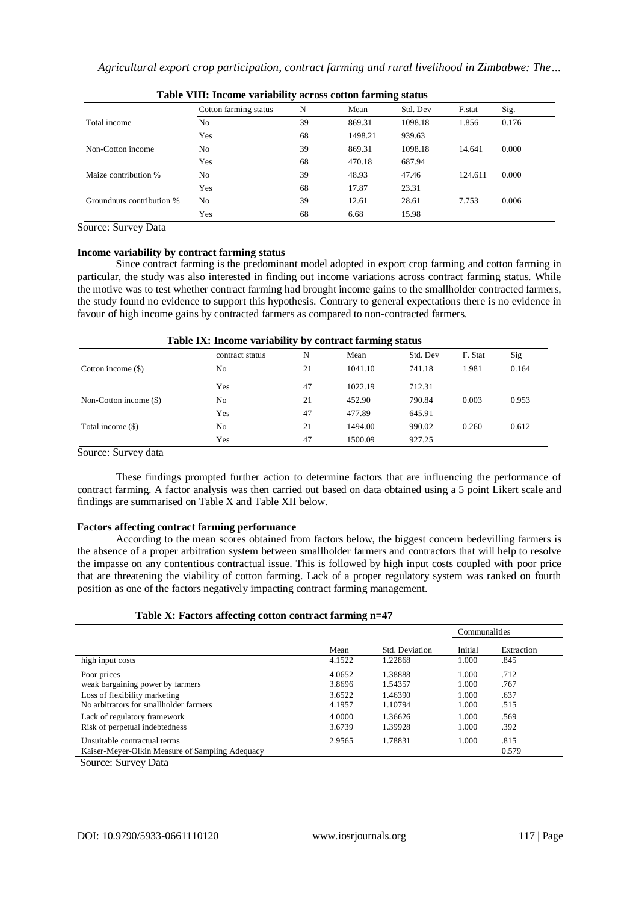**Table VIII: Income variability across cotton farming status**

| | Cotton farming status | N | Mean | Std. Dev | F.stat | Sig. |
|---|---|---|---|---|---|---|
| Total income | No | 39 | 869.31 | 1098.18 | 1.856 | 0.176 |
| | Yes | 68 | 1498.21 | 939.63 | | |
| Non-Cotton income | No | 39 | 869.31 | 1098.18 | 14.641 | 0.000 |
| | Yes | 68 | 470.18 | 687.94 | | |
| Maize contribution % | No | 39 | 48.93 | 47.46 | 124.611 | 0.000 |
| | Yes | 68 | 17.87 | 23.31 | | |
| Groundnuts contribution % | No | 39 | 12.61 | 28.61 | 7.753 | 0.006 |
| | Yes | 68 | 6.68 | 15.98 | | |

Source: Survey Data

**Income variability by contract farming status**

Since contract farming is the predominant model adopted in export crop farming and cotton farming in particular, the study was also interested in finding out income variations across contract farming status. While the motive was to test whether contract farming had brought income gains to the smallholder contracted farmers, the study found no evidence to support this hypothesis. Contrary to general expectations there is no evidence in favour of high income gains by contracted farmers as compared to non-contracted farmers.

**Table IX: Income variability by contract farming status**

| | contract status | N | Mean | Std. Dev | F. Stat | Sig |
|---|---|---|---|---|---|---|
| Cotton income ($) | No | 21 | 1041.10 | 741.18 | 1.981 | 0.164 |
| | Yes | 47 | 1022.19 | 712.31 | | |
| Non-Cotton income ($) | No | 21 | 452.90 | 790.84 | 0.003 | 0.953 |
| | Yes | 47 | 477.89 | 645.91 | | |
| Total income ($) | No | 21 | 1494.00 | 990.02 | 0.260 | 0.612 |
| | Yes | 47 | 1500.09 | 927.25 | | |

Source: Survey data

These findings prompted further action to determine factors that are influencing the performance of contract farming. A factor analysis was then carried out based on data obtained using a 5 point Likert scale and findings are summarised on Table X and Table XII below.

**Factors affecting contract farming performance**

According to the mean scores obtained from factors below, the biggest concern bedevilling farmers is the absence of a proper arbitration system between smallholder farmers and contractors that will help to resolve the impasse on any contentious contractual issue. This is followed by high input costs coupled with poor price that are threatening the viability of cotton farming. Lack of a proper regulatory system was ranked on fourth position as one of the factors negatively impacting contract farming management.

**Table X: Factors affecting cotton contract farming n=47**

| | | | Communalities | |
|---|---|---|---|---|
| | Mean | Std. Deviation | Initial | Extraction |
| high input costs | 4.1522 | 1.22868 | 1.000 | .845 |
| Poor prices | 4.0652 | 1.38888 | 1.000 | .712 |
| weak bargaining power by farmers | 3.8696 | 1.54357 | 1.000 | .767 |
| Loss of flexibility marketing | 3.6522 | 1.46390 | 1.000 | .637 |
| No arbitrators for smallholder farmers | 4.1957 | 1.10794 | 1.000 | .515 |
| Lack of regulatory framework | 4.0000 | 1.36626 | 1.000 | .569 |
| Risk of perpetual indebtedness | 3.6739 | 1.39928 | 1.000 | .392 |
| Unsuitable contractual terms | 2.9565 | 1.78831 | 1.000 | .815 |
| Kaiser-Meyer-Olkin Measure of Sampling Adequacy | | | | 0.579 |

Source: Survey Data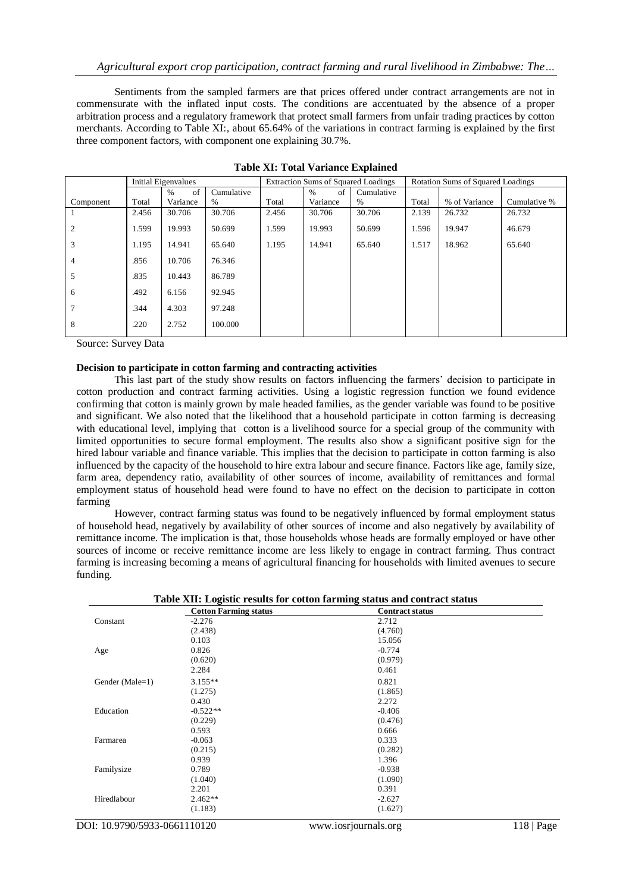Sentiments from the sampled farmers are that prices offered under contract arrangements are not in commensurate with the inflated input costs. The conditions are accentuated by the absence of a proper arbitration process and a regulatory framework that protect small farmers from unfair trading practices by cotton merchants. According to Table XI:, about 65.64% of the variations in contract farming is explained by the first three component factors, with component one explaining 30.7%.

**Table XI: Total Variance Explained**

| | Initial Eigenvalues | | | Extraction Sums of Squared Loadings | | | Rotation Sums of Squared Loadings | | |
|---|---|---|---|---|---|---|---|---|---|
| Component | Total | % of Variance | Cumulative % | Total | % of Variance | Cumulative % | Total | % of Variance | Cumulative % |
| 1 | 2.456 | 30.706 | 30.706 | 2.456 | 30.706 | 30.706 | 2.139 | 26.732 | 26.732 |
| 2 | 1.599 | 19.993 | 50.699 | 1.599 | 19.993 | 50.699 | 1.596 | 19.947 | 46.679 |
| 3 | 1.195 | 14.941 | 65.640 | 1.195 | 14.941 | 65.640 | 1.517 | 18.962 | 65.640 |
| 4 | .856 | 10.706 | 76.346 | | | | | | |
| 5 | .835 | 10.443 | 86.789 | | | | | | |
| 6 | .492 | 6.156 | 92.945 | | | | | | |
| 7 | .344 | 4.303 | 97.248 | | | | | | |
| 8 | .220 | 2.752 | 100.000 | | | | | | |

Source: Survey Data

**Decision to participate in cotton farming and contracting activities**

This last part of the study show results on factors influencing the farmers' decision to participate in cotton production and contract farming activities. Using a logistic regression function we found evidence confirming that cotton is mainly grown by male headed families, as the gender variable was found to be positive and significant. We also noted that the likelihood that a household participate in cotton farming is decreasing with educational level, implying that cotton is a livelihood source for a special group of the community with limited opportunities to secure formal employment. The results also show a significant positive sign for the hired labour variable and finance variable. This implies that the decision to participate in cotton farming is also influenced by the capacity of the household to hire extra labour and secure finance. Factors like age, family size, farm area, dependency ratio, availability of other sources of income, availability of remittances and formal employment status of household head were found to have no effect on the decision to participate in cotton farming

However, contract farming status was found to be negatively influenced by formal employment status of household head, negatively by availability of other sources of income and also negatively by availability of remittance income. The implication is that, those households whose heads are formally employed or have other sources of income or receive remittance income are less likely to engage in contract farming. Thus contract farming is increasing becoming a means of agricultural financing for households with limited avenues to secure funding.

**Table XII: Logistic results for cotton farming status and contract status**

| | Cotton Farming status | Contract status |
|---|---|---|
| Constant | -2.276 | 2.712 |
| | (2.438) | (4.760) |
| | 0.103 | 15.056 |
| Age | 0.826 | -0.774 |
| | (0.620) | (0.979) |
| | 2.284 | 0.461 |
| Gender (Male=1) | 3.155** | 0.821 |
| | (1.275) | (1.865) |
| | 0.430 | 2.272 |
| Education | -0.522** | -0.406 |
| | (0.229) | (0.476) |
| | 0.593 | 0.666 |
| Farmarea | -0.063 | 0.333 |
| | (0.215) | (0.282) |
| | 0.939 | 1.396 |
| Familysize | 0.789 | -0.938 |
| | (1.040) | (1.090) |
| | 2.201 | 0.391 |
| Hiredlabour | 2.462** | -2.627 |
| | (1.183) | (1.627) |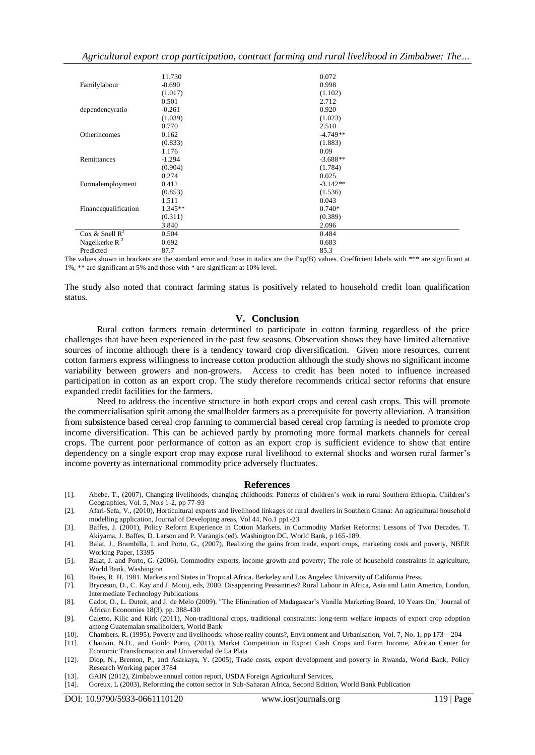| | | |
|---|---|---|
| | 11.730 | 0.072 |
| Familylabour | -0.690 | 0.998 |
| | (1.017) | (1.102) |
| | 0.501 | 2.712 |
| dependencyratio | -0.261 | 0.920 |
| | (1.039) | (1.023) |
| | 0.770 | 2.510 |
| Otherincomes | 0.162 | -4.749** |
| | (0.833) | (1.883) |
| | 1.176 | 0.09 |
| Remittances | -1.294 | -3.688** |
| | (0.904) | (1.784) |
| | 0.274 | 0.025 |
| Formalemployment | 0.412 | -3.142** |
| | (0.853) | (1.536) |
| | 1.511 | 0.043 |
| Financequalification | 1.345** | 0.740* |
| | (0.311) | (0.389) |
| | 3.840 | 2.096 |
| Cox & Snell $R^2$ | 0.504 | 0.484 |
| Nagelkerke $R^2$ | 0.692 | 0.683 |
| Predicted | 87.7 | 85.3 |

The values shown in brackets are the standard error and those in italics are the Exp(B) values. Coefficient labels with *** are significant at 1%, ** are significant at 5% and those with * are significant at 10% level.

The study also noted that contract farming status is positively related to household credit loan qualification status.

## V. Conclusion

Rural cotton farmers remain determined to participate in cotton farming regardless of the price challenges that have been experienced in the past few seasons. Observation shows they have limited alternative sources of income although there is a tendency toward crop diversification. Given more resources, current cotton farmers express willingness to increase cotton production although the study shows no significant income variability between growers and non-growers. Access to credit has been noted to influence increased participation in cotton as an export crop. The study therefore recommends critical sector reforms that ensure expanded credit facilities for the farmers.

Need to address the incentive structure in both export crops and cereal cash crops. This will promote the commercialisation spirit among the smallholder farmers as a prerequisite for poverty alleviation. A transition from subsistence based cereal crop farming to commercial based cereal crop farming is needed to promote crop income diversification. This can be achieved partly by promoting more formal markets channels for cereal crops. The current poor performance of cotton as an export crop is sufficient evidence to show that entire dependency on a single export crop may expose rural livelihood to external shocks and worsen rural farmer's income poverty as international commodity price adversely fluctuates.

## References

[1]. Abebe, T., (2007), Changing livelihoods, changing childhoods: Patterns of children's work in rural Southern Ethiopia, Children's Geographies, Vol. 5, No.s 1-2, pp 77-93

[2]. Afari-Sefa, V., (2010), Horticultural exports and livelihood linkages of rural dwellers in Southern Ghana: An agricultural household modelling application, Journal of Developing areas, Vol 44, No.1 pp1-23

[3]. Baffes, J. (2001), Policy Reform Experience in Cotton Markets. in Commodity Market Reforms: Lessons of Two Decades. T. Akiyama, J. Baffes, D. Larson and P. Varangis (ed). Washington DC, World Bank, p 165-189.

[4]. Balat, J., Brambilla, I. and Porto, G., (2007), Realizing the gains from trade, export crops, marketing costs and poverty, NBER Working Paper, 13395

[5]. Balat, J. and Porto, G. (2006), Commodity exports, income growth and poverty; The role of household constraints in agriculture, World Bank, Washington

[6]. Bates, R. H. 1981. Markets and States in Tropical Africa. Berkeley and Los Angeles: University of California Press.

[7]. Bryceson, D., C. Kay and J. Mooij, eds, 2000. Disappearing Peasantries? Rural Labour in Africa, Asia and Latin America, London, Intermediate Technology Publications

[8]. Cadot, O., L. Dutoit, and J. de Melo (2009). "The Elimination of Madagascar's Vanilla Marketing Board, 10 Years On," Journal of African Economies 18(3), pp. 388-430

[9]. Caletto, Kilic and Kirk (2011), Non-traditional crops, traditional constraints: long-term welfare impacts of export crop adoption among Guatemalan smallholders, World Bank

[10]. Chambers. R. (1995), Poverty and livelihoods: whose reality counts?, Environment and Urbanisation, Vol. 7, No. 1, pp 173 – 204

[11]. Chauvin, N.D., and Guido Porto, (2011), Market Competition in Export Cash Crops and Farm Income, African Center for Economic Transformation and Universidad de La Plata

[12]. Diop, N., Brenton, P., and Asarkaya, Y. (2005), Trade costs, export development and poverty in Rwanda, World Bank, Policy Research Working paper 3784

[13]. GAIN (2012), Zimbabwe annual cotton report, USDA Foreign Agricultural Services,

[14]. Goreux, L (2003), Reforming the cotton sector in Sub-Saharan Africa, Second Edition, World Bank Publication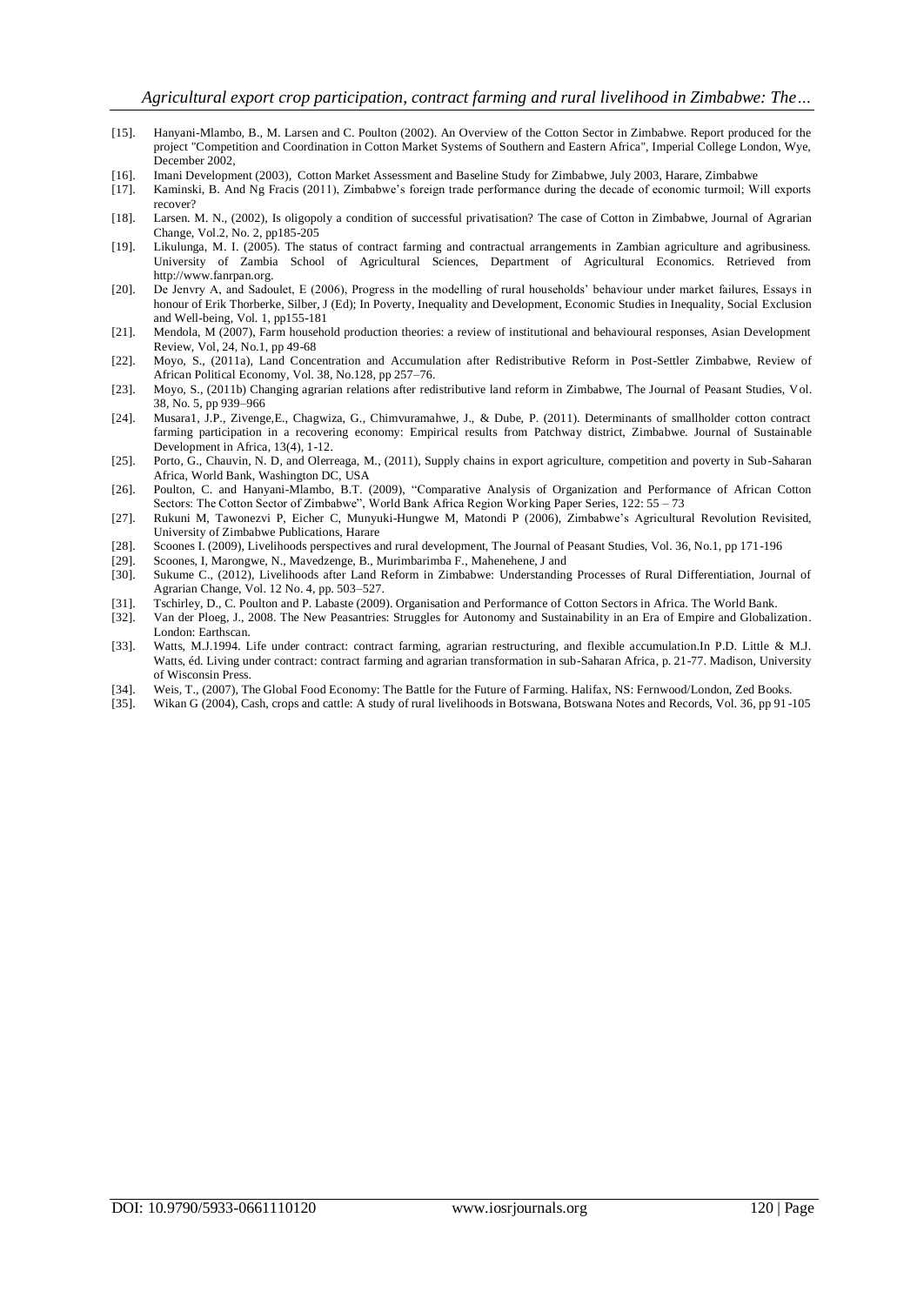[15]. Hanyani-Mlambo, B., M. Larsen and C. Poulton (2002). An Overview of the Cotton Sector in Zimbabwe. Report produced for the project "Competition and Coordination in Cotton Market Systems of Southern and Eastern Africa", Imperial College London, Wye, December 2002,

[16]. Imani Development (2003), Cotton Market Assessment and Baseline Study for Zimbabwe, July 2003, Harare, Zimbabwe

[17]. Kaminski, B. And Ng Fracis (2011), Zimbabwe's foreign trade performance during the decade of economic turmoil; Will exports recover?

[18]. Larsen. M. N., (2002), Is oligopoly a condition of successful privatisation? The case of Cotton in Zimbabwe, Journal of Agrarian Change, Vol.2, No. 2, pp185-205

[19]. Likulunga, M. I. (2005). The status of contract farming and contractual arrangements in Zambian agriculture and agribusiness. University of Zambia School of Agricultural Sciences, Department of Agricultural Economics. Retrieved from http://www.fanrpan.org.

[20]. De Jenvry A, and Sadoulet, E (2006), Progress in the modelling of rural households' behaviour under market failures, Essays in honour of Erik Thorberke, Silber, J (Ed); In Poverty, Inequality and Development, Economic Studies in Inequality, Social Exclusion and Well-being, Vol. 1, pp155-181

[21]. Mendola, M (2007), Farm household production theories: a review of institutional and behavioural responses, Asian Development Review, Vol, 24, No.1, pp 49-68

[22]. Moyo, S., (2011a), Land Concentration and Accumulation after Redistributive Reform in Post-Settler Zimbabwe, Review of African Political Economy, Vol. 38, No.128, pp 257–76.

[23]. Moyo, S., (2011b) Changing agrarian relations after redistributive land reform in Zimbabwe, The Journal of Peasant Studies, Vol. 38, No. 5, pp 939–966

[24]. Musara1, J.P., Zivenge,E., Chagwiza, G., Chimvuramahwe, J., & Dube, P. (2011). Determinants of smallholder cotton contract farming participation in a recovering economy: Empirical results from Patchway district, Zimbabwe. Journal of Sustainable Development in Africa, 13(4), 1-12.

[25]. Porto, G., Chauvin, N. D, and Olerreaga, M., (2011), Supply chains in export agriculture, competition and poverty in Sub-Saharan Africa, World Bank, Washington DC, USA

[26]. Poulton, C. and Hanyani-Mlambo, B.T. (2009), "Comparative Analysis of Organization and Performance of African Cotton Sectors: The Cotton Sector of Zimbabwe", World Bank Africa Region Working Paper Series, 122: 55 – 73

[27]. Rukuni M, Tawonezvi P, Eicher C, Munyuki-Hungwe M, Matondi P (2006), Zimbabwe's Agricultural Revolution Revisited, University of Zimbabwe Publications, Harare

[28]. Scoones I. (2009), Livelihoods perspectives and rural development, The Journal of Peasant Studies, Vol. 36, No.1, pp 171-196

[29]. Scoones, I, Marongwe, N., Mavedzenge, B., Murimbarimba F., Mahenehene, J and

[30]. Sukume C., (2012), Livelihoods after Land Reform in Zimbabwe: Understanding Processes of Rural Differentiation, Journal of Agrarian Change, Vol. 12 No. 4, pp. 503–527.

[31]. Tschirley, D., C. Poulton and P. Labaste (2009). Organisation and Performance of Cotton Sectors in Africa. The World Bank.

[32]. Van der Ploeg, J., 2008. The New Peasantries: Struggles for Autonomy and Sustainability in an Era of Empire and Globalization. London: Earthscan.

[33]. Watts, M.J.1994. Life under contract: contract farming, agrarian restructuring, and flexible accumulation.In P.D. Little & M.J. Watts, éd. Living under contract: contract farming and agrarian transformation in sub-Saharan Africa, p. 21-77. Madison, University of Wisconsin Press.

[34]. Weis, T., (2007), The Global Food Economy: The Battle for the Future of Farming. Halifax, NS: Fernwood/London, Zed Books.

[35]. Wikan G (2004), Cash, crops and cattle: A study of rural livelihoods in Botswana, Botswana Notes and Records, Vol. 36, pp 91-105